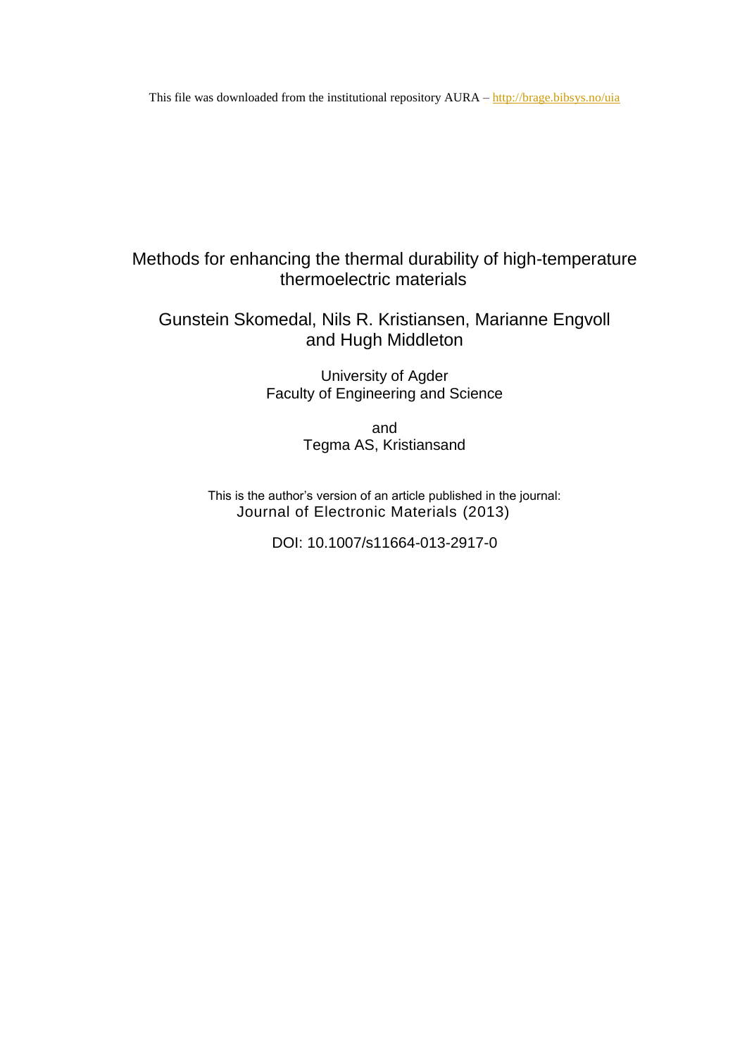This file was downloaded from the institutional repository AURA – http://brage.bibsys.no/uia

# Methods for enhancing the thermal durability of high-temperature thermoelectric materials

Gunstein Skomedal, Nils R. Kristiansen, Marianne Engvoll and Hugh Middleton

University of Agder
Faculty of Engineering and Science

and
Tegma AS, Kristiansand

This is the author's version of an article published in the journal:
Journal of Electronic Materials (2013)

DOI: 10.1007/s11664-013-2917-0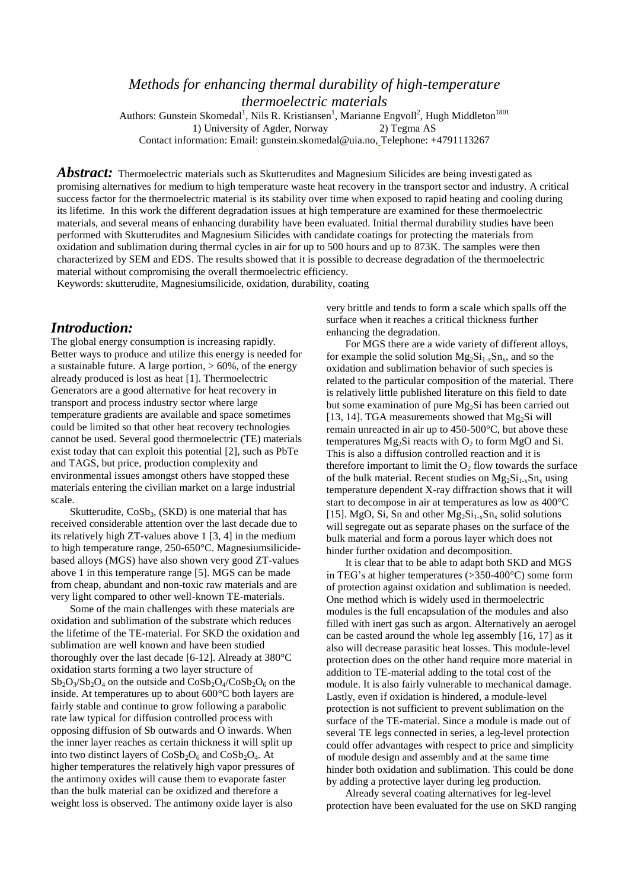# *Methods for enhancing thermal durability of high-temperature thermoelectric materials*

Authors: Gunstein Skomedal[1], Nils R. Kristiansen[1], Marianne Engvoll[2], Hugh Middleton[1801]

1) University of Agder, Norway 2) Tegma AS

Contact information: Email: gunstein.skomedal@uia.no, Telephone: +4791113267

***Abstract:*** Thermoelectric materials such as Skutterudites and Magnesium Silicides are being investigated as promising alternatives for medium to high temperature waste heat recovery in the transport sector and industry. A critical success factor for the thermoelectric material is its stability over time when exposed to rapid heating and cooling during its lifetime. In this work the different degradation issues at high temperature are examined for these thermoelectric materials, and several means of enhancing durability have been evaluated. Initial thermal durability studies have been performed with Skutterudites and Magnesium Silicides with candidate coatings for protecting the materials from oxidation and sublimation during thermal cycles in air for up to 500 hours and up to 873K. The samples were then characterized by SEM and EDS. The results showed that it is possible to decrease degradation of the thermoelectric material without compromising the overall thermoelectric efficiency.

Keywords: skutterudite, Magnesiumsilicide, oxidation, durability, coating

## *Introduction:*

The global energy consumption is increasing rapidly. Better ways to produce and utilize this energy is needed for a sustainable future. A large portion, > 60%, of the energy already produced is lost as heat [1]. Thermoelectric Generators are a good alternative for heat recovery in transport and process industry sector where large temperature gradients are available and space sometimes could be limited so that other heat recovery technologies cannot be used. Several good thermoelectric (TE) materials exist today that can exploit this potential [2], such as PbTe and TAGS, but price, production complexity and environmental issues amongst others have stopped these materials entering the civilian market on a large industrial scale.

Skutterudite, $CoSb_3$, (SKD) is one material that has received considerable attention over the last decade due to its relatively high ZT-values above 1 [3, 4] in the medium to high temperature range, 250-650°C. Magnesiumsilicide-based alloys (MGS) have also shown very good ZT-values above 1 in this temperature range [5]. MGS can be made from cheap, abundant and non-toxic raw materials and are very light compared to other well-known TE-materials.

Some of the main challenges with these materials are oxidation and sublimation of the substrate which reduces the lifetime of the TE-material. For SKD the oxidation and sublimation are well known and have been studied thoroughly over the last decade [6-12]. Already at 380°C oxidation starts forming a two layer structure of $Sb_2O_3/Sb_2O_4$ on the outside and $CoSb_2O_4/CoSb_2O_6$ on the inside. At temperatures up to about 600°C both layers are fairly stable and continue to grow following a parabolic rate law typical for diffusion controlled process with opposing diffusion of Sb outwards and O inwards. When the inner layer reaches as certain thickness it will split up into two distinct layers of $CoSb_2O_6$ and $CoSb_2O_4$. At higher temperatures the relatively high vapor pressures of the antimony oxides will cause them to evaporate faster than the bulk material can be oxidized and therefore a weight loss is observed. The antimony oxide layer is also very brittle and tends to form a scale which spalls off the surface when it reaches a critical thickness further enhancing the degradation.

For MGS there are a wide variety of different alloys, for example the solid solution $Mg_2Si_{1-x}Sn_x$, and so the oxidation and sublimation behavior of such species is related to the particular composition of the material. There is relatively little published literature on this field to date but some examination of pure $Mg_2Si$ has been carried out [13, 14]. TGA measurements showed that $Mg_2Si$ will remain unreacted in air up to 450-500°C, but above these temperatures $Mg_2Si$ reacts with $O_2$ to form MgO and Si. This is also a diffusion controlled reaction and it is therefore important to limit the $O_2$ flow towards the surface of the bulk material. Recent studies on $Mg_2Si_{1-x}Sn_x$ using temperature dependent X-ray diffraction shows that it will start to decompose in air at temperatures as low as 400°C [15]. MgO, Si, Sn and other $Mg_2Si_{1-x}Sn_x$ solid solutions will segregate out as separate phases on the surface of the bulk material and form a porous layer which does not hinder further oxidation and decomposition.

It is clear that to be able to adapt both SKD and MGS in TEG's at higher temperatures (>350-400°C) some form of protection against oxidation and sublimation is needed. One method which is widely used in thermoelectric modules is the full encapsulation of the modules and also filled with inert gas such as argon. Alternatively an aerogel can be casted around the whole leg assembly [16, 17] as it also will decrease parasitic heat losses. This module-level protection does on the other hand require more material in addition to TE-material adding to the total cost of the module. It is also fairly vulnerable to mechanical damage. Lastly, even if oxidation is hindered, a module-level protection is not sufficient to prevent sublimation on the surface of the TE-material. Since a module is made out of several TE legs connected in series, a leg-level protection could offer advantages with respect to price and simplicity of module design and assembly and at the same time hinder both oxidation and sublimation. This could be done by adding a protective layer during leg production.

Already several coating alternatives for leg-level protection have been evaluated for the use on SKD ranging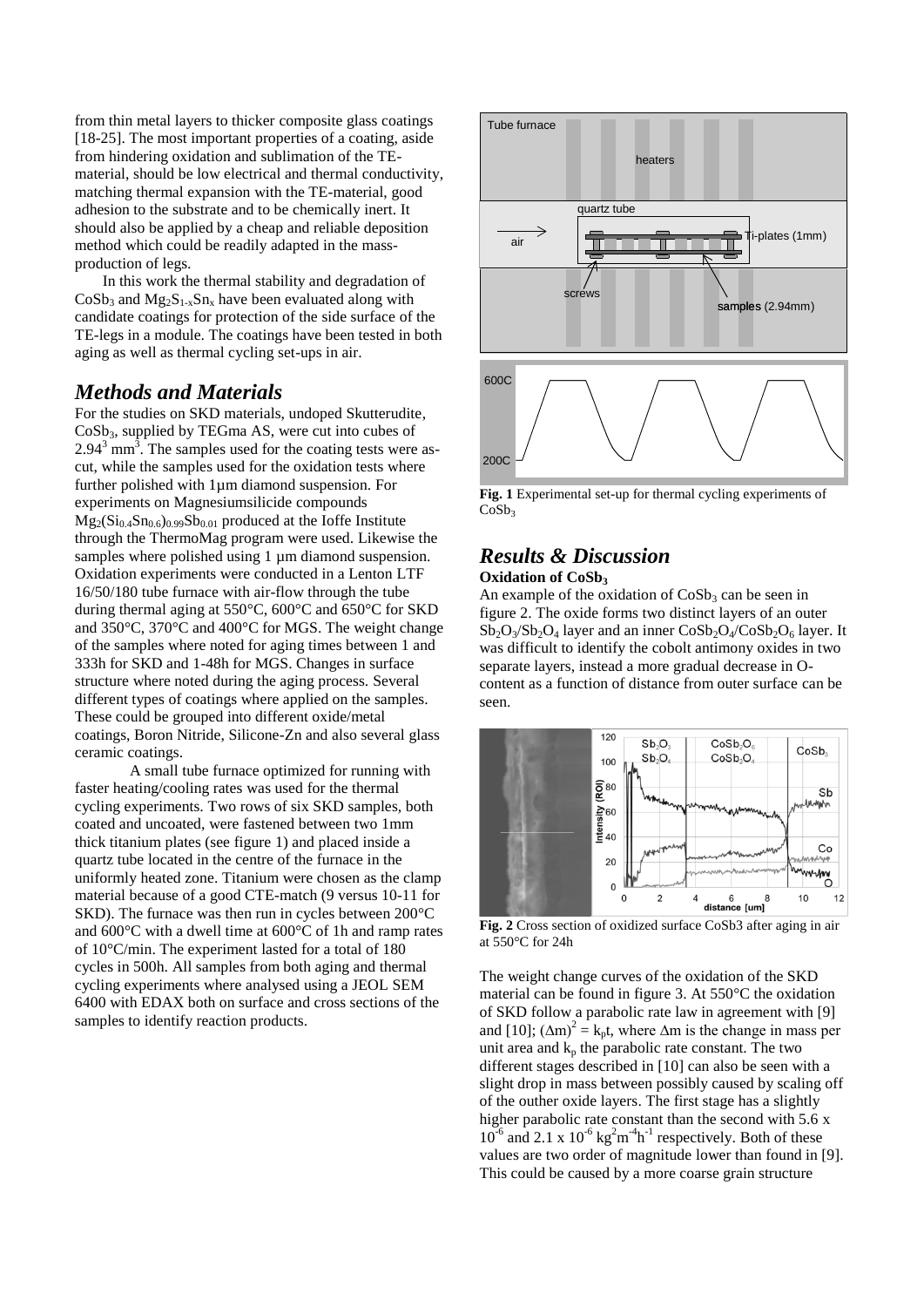from thin metal layers to thicker composite glass coatings [18-25]. The most important properties of a coating, aside from hindering oxidation and sublimation of the TE-material, should be low electrical and thermal conductivity, matching thermal expansion with the TE-material, good adhesion to the substrate and to be chemically inert. It should also be applied by a cheap and reliable deposition method which could be readily adapted in the mass-production of legs.

In this work the thermal stability and degradation of $CoSb_3$ and $Mg_2S_{1-x}Sn_x$ have been evaluated along with candidate coatings for protection of the side surface of the TE-legs in a module. The coatings have been tested in both aging as well as thermal cycling set-ups in air.

## *Methods and Materials*

For the studies on SKD materials, undoped Skutterudite, $CoSb_3$, supplied by TEGma AS, were cut into cubes of $2.94^3$ mm$^3$. The samples used for the coating tests were as-cut, while the samples used for the oxidation tests where further polished with 1µm diamond suspension. For experiments on Magnesiumsilicide compounds $Mg_2(Si_{0.4}Sn_{0.6})_{0.99}Sb_{0.01}$ produced at the Ioffe Institute through the ThermoMag program were used. Likewise the samples where polished using 1 µm diamond suspension. Oxidation experiments were conducted in a Lenton LTF 16/50/180 tube furnace with air-flow through the tube during thermal aging at 550°C, 600°C and 650°C for SKD and 350°C, 370°C and 400°C for MGS. The weight change of the samples where noted for aging times between 1 and 333h for SKD and 1-48h for MGS. Changes in surface structure where noted during the aging process. Several different types of coatings where applied on the samples. These could be grouped into different oxide/metal coatings, Boron Nitride, Silicone-Zn and also several glass ceramic coatings.

A small tube furnace optimized for running with faster heating/cooling rates was used for the thermal cycling experiments. Two rows of six SKD samples, both coated and uncoated, were fastened between two 1mm thick titanium plates (see figure 1) and placed inside a quartz tube located in the centre of the furnace in the uniformly heated zone. Titanium were chosen as the clamp material because of a good CTE-match (9 versus 10-11 for SKD). The furnace was then run in cycles between 200°C and 600°C with a dwell time at 600°C of 1h and ramp rates of 10°C/min. The experiment lasted for a total of 180 cycles in 500h. All samples from both aging and thermal cycling experiments where analysed using a JEOL SEM 6400 with EDAX both on surface and cross sections of the samples to identify reaction products.

**Fig. 1** Experimental set-up for thermal cycling experiments of $CoSb_3$

## *Results & Discussion*

### Oxidation of $CoSb_3$

An example of the oxidation of $CoSb_3$ can be seen in figure 2. The oxide forms two distinct layers of an outer $Sb_2O_3$/$Sb_2O_4$ layer and an inner $CoSb_2O_4$/$CoSb_2O_6$ layer. It was difficult to identify the cobolt antimony oxides in two separate layers, instead a more gradual decrease in O-content as a function of distance from outer surface can be seen.

**Fig. 2** Cross section of oxidized surface CoSb3 after aging in air at 550°C for 24h

The weight change curves of the oxidation of the SKD material can be found in figure 3. At 550°C the oxidation of SKD follow a parabolic rate law in agreement with [9] and [10]; $(\Delta m)^2 = k_p t$, where $\Delta m$ is the change in mass per unit area and $k_p$ the parabolic rate constant. The two different stages described in [10] can also be seen with a slight drop in mass between possibly caused by scaling off of the outher oxide layers. The first stage has a slightly higher parabolic rate constant than the second with 5.6 x $10^{-6}$ and 2.1 x $10^{-6}$ kg$^2$m$^{-4}$h$^{-1}$ respectively. Both of these values are two order of magnitude lower than found in [9]. This could be caused by a more coarse grain structure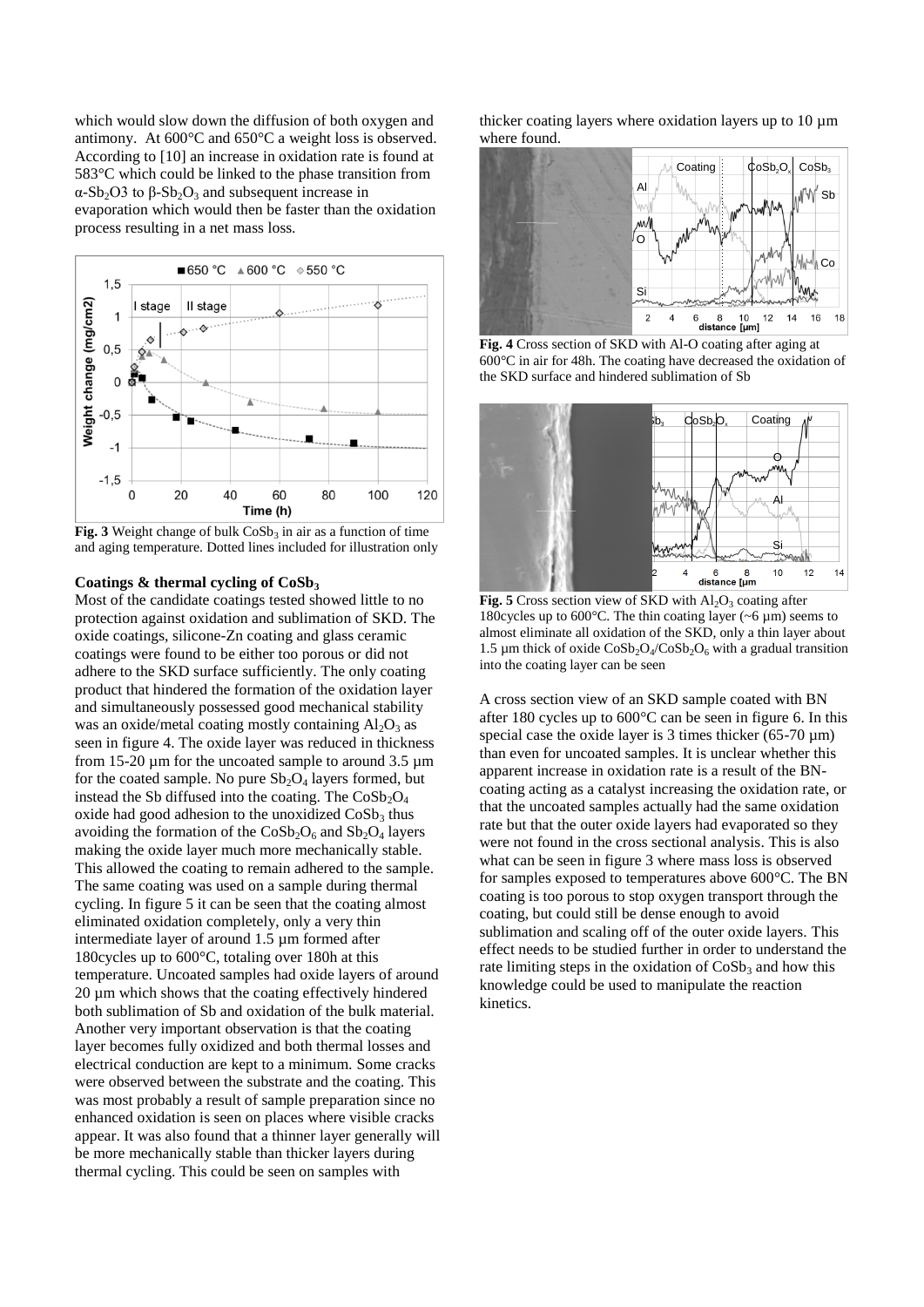which would slow down the diffusion of both oxygen and antimony. At 600°C and 650°C a weight loss is observed. According to [10] an increase in oxidation rate is found at 583°C which could be linked to the phase transition from α-$Sb_2O3$ to β-$Sb_2O_3$ and subsequent increase in evaporation which would then be faster than the oxidation process resulting in a net mass loss.

**Fig. 3** Weight change of bulk $CoSb_3$ in air as a function of time and aging temperature. Dotted lines included for illustration only

### Coatings & thermal cycling of $CoSb_3$

Most of the candidate coatings tested showed little to no protection against oxidation and sublimation of SKD. The oxide coatings, silicone-Zn coating and glass ceramic coatings were found to be either too porous or did not adhere to the SKD surface sufficiently. The only coating product that hindered the formation of the oxidation layer and simultaneously possessed good mechanical stability was an oxide/metal coating mostly containing $Al_2O_3$ as seen in figure 4. The oxide layer was reduced in thickness from 15-20 µm for the uncoated sample to around 3.5 µm for the coated sample. No pure $Sb_2O_4$ layers formed, but instead the Sb diffused into the coating. The $CoSb_2O_4$ oxide had good adhesion to the unoxidized $CoSb_3$ thus avoiding the formation of the $CoSb_2O_6$ and $Sb_2O_4$ layers making the oxide layer much more mechanically stable. This allowed the coating to remain adhered to the sample. The same coating was used on a sample during thermal cycling. In figure 5 it can be seen that the coating almost eliminated oxidation completely, only a very thin intermediate layer of around 1.5 µm formed after 180cycles up to 600°C, totaling over 180h at this temperature. Uncoated samples had oxide layers of around 20 µm which shows that the coating effectively hindered both sublimation of Sb and oxidation of the bulk material. Another very important observation is that the coating layer becomes fully oxidized and both thermal losses and electrical conduction are kept to a minimum. Some cracks were observed between the substrate and the coating. This was most probably a result of sample preparation since no enhanced oxidation is seen on places where visible cracks appear. It was also found that a thinner layer generally will be more mechanically stable than thicker layers during thermal cycling. This could be seen on samples with thicker coating layers where oxidation layers up to 10 µm where found.

**Fig. 4** Cross section of SKD with Al-O coating after aging at 600°C in air for 48h. The coating have decreased the oxidation of the SKD surface and hindered sublimation of Sb

**Fig. 5** Cross section view of SKD with $Al_2O_3$ coating after 180cycles up to 600°C. The thin coating layer (~6 µm) seems to almost eliminate all oxidation of the SKD, only a thin layer about 1.5 µm thick of oxide $CoSb_2O_4$/$CoSb_2O_6$ with a gradual transition into the coating layer can be seen

A cross section view of an SKD sample coated with BN after 180 cycles up to 600°C can be seen in figure 6. In this special case the oxide layer is 3 times thicker (65-70 µm) than even for uncoated samples. It is unclear whether this apparent increase in oxidation rate is a result of the BN-coating acting as a catalyst increasing the oxidation rate, or that the uncoated samples actually had the same oxidation rate but that the outer oxide layers had evaporated so they were not found in the cross sectional analysis. This is also what can be seen in figure 3 where mass loss is observed for samples exposed to temperatures above 600°C. The BN coating is too porous to stop oxygen transport through the coating, but could still be dense enough to avoid sublimation and scaling off of the outer oxide layers. This effect needs to be studied further in order to understand the rate limiting steps in the oxidation of $CoSb_3$ and how this knowledge could be used to manipulate the reaction kinetics.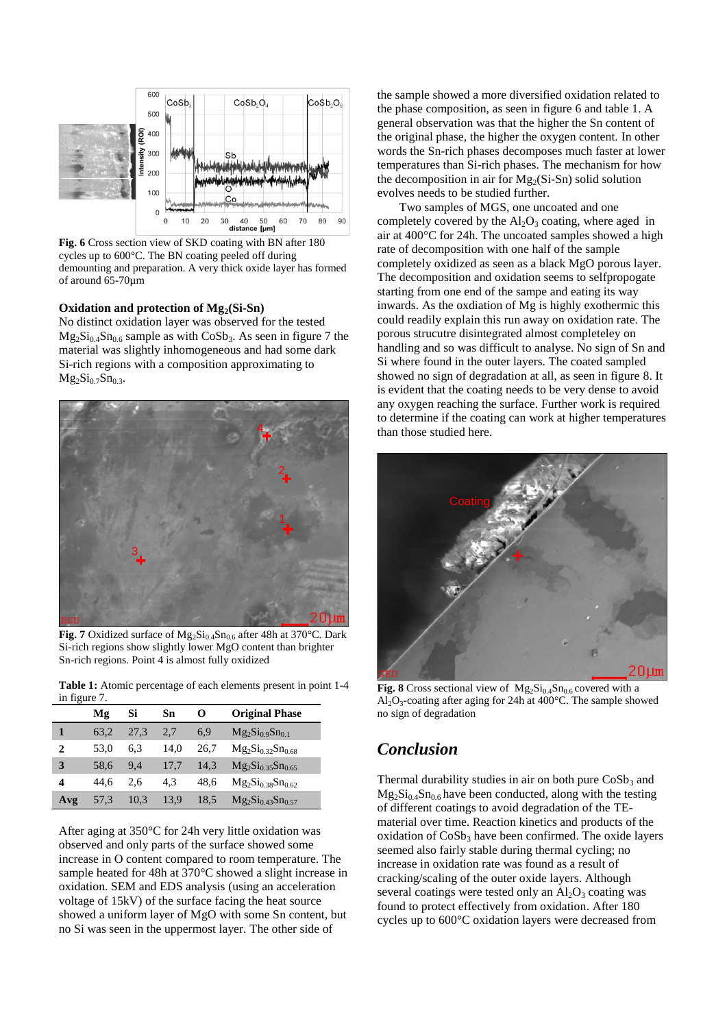**Fig. 6** Cross section view of SKD coating with BN after 180 cycles up to 600°C. The BN coating peeled off during demounting and preparation. A very thick oxide layer has formed of around 65-70µm

### Oxidation and protection of $Mg_2(Si\text{-}Sn)$

No distinct oxidation layer was observed for the tested $Mg_2Si_{0.4}Sn_{0.6}$ sample as with $CoSb_3$. As seen in figure 7 the material was slightly inhomogeneous and had some dark Si-rich regions with a composition approximating to $Mg_2Si_{0.7}Sn_{0.3}$.

**Fig. 7** Oxidized surface of $Mg_2Si_{0.4}Sn_{0.6}$ after 48h at 370°C. Dark Si-rich regions show slightly lower MgO content than brighter Sn-rich regions. Point 4 is almost fully oxidized

**Table 1:** Atomic percentage of each elements present in point 1-4 in figure 7.

| | Mg | Si | Sn | O | Original Phase |
|---|---|---|---|---|---|
| **1** | 63,2 | 27,3 | 2,7 | 6,9 | $Mg_2Si_{0.9}Sn_{0.1}$ |
| **2** | 53,0 | 6,3 | 14,0 | 26,7 | $Mg_2Si_{0.32}Sn_{0.68}$ |
| **3** | 58,6 | 9,4 | 17,7 | 14,3 | $Mg_2Si_{0.35}Sn_{0.65}$ |
| **4** | 44,6 | 2,6 | 4,3 | 48,6 | $Mg_2Si_{0.38}Sn_{0.62}$ |
| **Avg** | 57,3 | 10,3 | 13,9 | 18,5 | $Mg_2Si_{0.43}Sn_{0.57}$ |

After aging at 350°C for 24h very little oxidation was observed and only parts of the surface showed some increase in O content compared to room temperature. The sample heated for 48h at 370°C showed a slight increase in oxidation. SEM and EDS analysis (using an acceleration voltage of 15kV) of the surface facing the heat source showed a uniform layer of MgO with some Sn content, but no Si was seen in the uppermost layer. The other side of the sample showed a more diversified oxidation related to the phase composition, as seen in figure 6 and table 1. A general observation was that the higher the Sn content of the original phase, the higher the oxygen content. In other words the Sn-rich phases decomposes much faster at lower temperatures than Si-rich phases. The mechanism for how the decomposition in air for $Mg_2(Si\text{-}Sn)$ solid solution evolves needs to be studied further.

Two samples of MGS, one uncoated and one completely covered by the $Al_2O_3$ coating, where aged in air at 400°C for 24h. The uncoated samples showed a high rate of decomposition with one half of the sample completely oxidized as seen as a black MgO porous layer. The decomposition and oxidation seems to selfpropogate starting from one end of the sampe and eating its way inwards. As the oxdiation of Mg is highly exothermic this could readily explain this run away on oxidation rate. The porous strucutre disintegrated almost completeley on handling and so was difficult to analyse. No sign of Sn and Si where found in the outer layers. The coated sampled showed no sign of degradation at all, as seen in figure 8. It is evident that the coating needs to be very dense to avoid any oxygen reaching the surface. Further work is required to determine if the coating can work at higher temperatures than those studied here.

**Fig. 8** Cross sectional view of $Mg_2Si_{0.4}Sn_{0.6}$ covered with a $Al_2O_3$-coating after aging for 24h at 400°C. The sample showed no sign of degradation

## *Conclusion*

Thermal durability studies in air on both pure $CoSb_3$ and $Mg_2Si_{0.4}Sn_{0.6}$ have been conducted, along with the testing of different coatings to avoid degradation of the TE-material over time. Reaction kinetics and products of the oxidation of $CoSb_3$ have been confirmed. The oxide layers seemed also fairly stable during thermal cycling; no increase in oxidation rate was found as a result of cracking/scaling of the outer oxide layers. Although several coatings were tested only an $Al_2O_3$ coating was found to protect effectively from oxidation. After 180 cycles up to 600°C oxidation layers were decreased from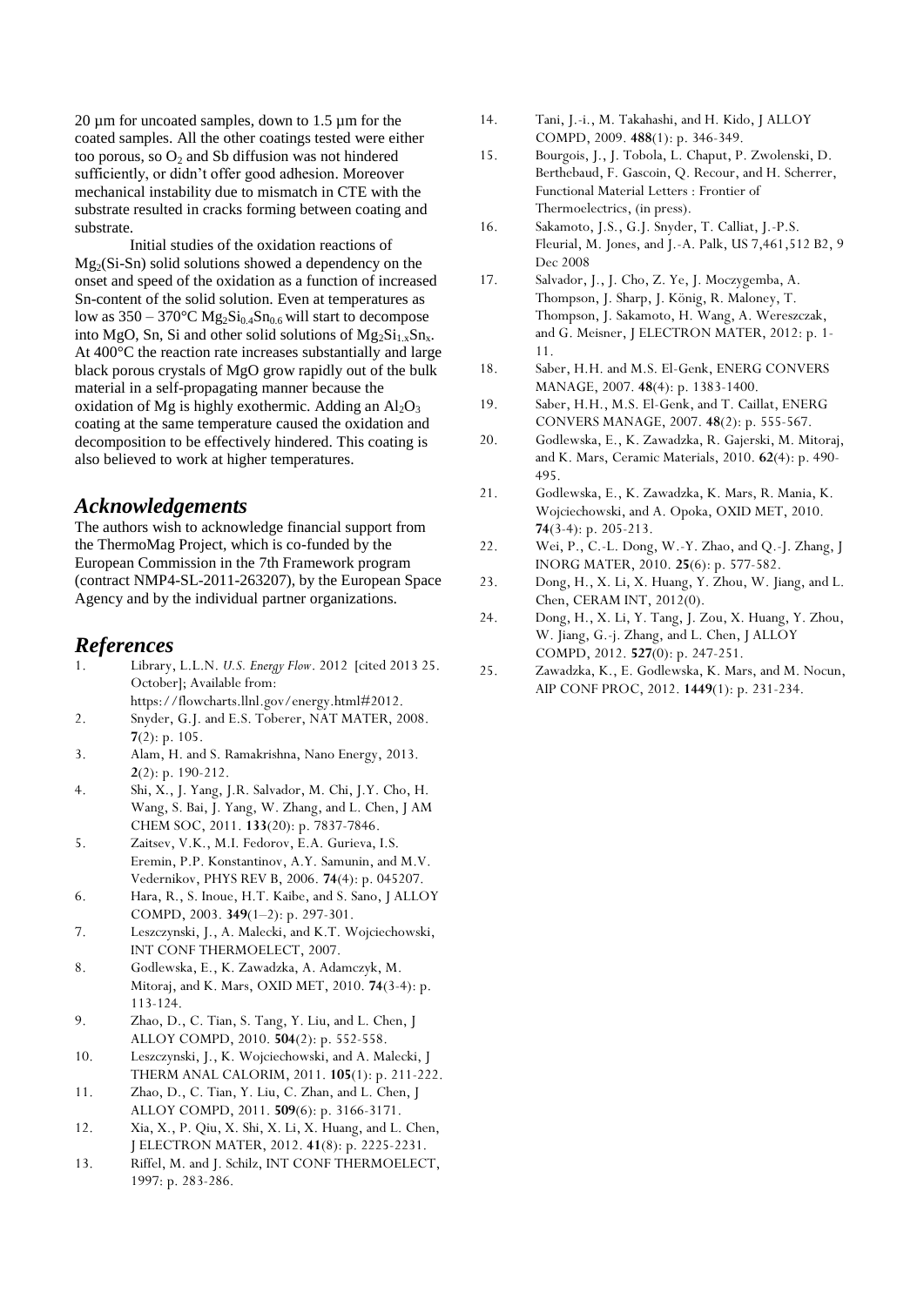20 µm for uncoated samples, down to 1.5 µm for the coated samples. All the other coatings tested were either too porous, so $O_2$ and Sb diffusion was not hindered sufficiently, or didn't offer good adhesion. Moreover mechanical instability due to mismatch in CTE with the substrate resulted in cracks forming between coating and substrate.

Initial studies of the oxidation reactions of $Mg_2$(Si-Sn) solid solutions showed a dependency on the onset and speed of the oxidation as a function of increased Sn-content of the solid solution. Even at temperatures as low as 350 – 370°C $Mg_2Si_{0.4}Sn_{0.6}$ will start to decompose into MgO, Sn, Si and other solid solutions of $Mg_2Si_{1-x}Sn_x$. At 400°C the reaction rate increases substantially and large black porous crystals of MgO grow rapidly out of the bulk material in a self-propagating manner because the oxidation of Mg is highly exothermic. Adding an $Al_2O_3$ coating at the same temperature caused the oxidation and decomposition to be effectively hindered. This coating is also believed to work at higher temperatures.

## *Acknowledgements*

The authors wish to acknowledge financial support from the ThermoMag Project, which is co-funded by the European Commission in the 7th Framework program (contract NMP4-SL-2011-263207), by the European Space Agency and by the individual partner organizations.

## *References*

1. Library, L.L.N. *U.S. Energy Flow*. 2012 [cited 2013 25. October]; Available from: https://flowcharts.llnl.gov/energy.html#2012.
2. Snyder, G.J. and E.S. Toberer, NAT MATER, 2008. **7**(2): p. 105.
3. Alam, H. and S. Ramakrishna, Nano Energy, 2013. **2**(2): p. 190-212.
4. Shi, X., J. Yang, J.R. Salvador, M. Chi, J.Y. Cho, H. Wang, S. Bai, J. Yang, W. Zhang, and L. Chen, J AM CHEM SOC, 2011. **133**(20): p. 7837-7846.
5. Zaitsev, V.K., M.I. Fedorov, E.A. Gurieva, I.S. Eremin, P.P. Konstantinov, A.Y. Samunin, and M.V. Vedernikov, PHYS REV B, 2006. **74**(4): p. 045207.
6. Hara, R., S. Inoue, H.T. Kaibe, and S. Sano, J ALLOY COMPD, 2003. **349**(1–2): p. 297-301.
7. Leszczynski, J., A. Malecki, and K.T. Wojciechowski, INT CONF THERMOELECT, 2007.
8. Godlewska, E., K. Zawadzka, A. Adamczyk, M. Mitoraj, and K. Mars, OXID MET, 2010. **74**(3-4): p. 113-124.
9. Zhao, D., C. Tian, S. Tang, Y. Liu, and L. Chen, J ALLOY COMPD, 2010. **504**(2): p. 552-558.
10. Leszczynski, J., K. Wojciechowski, and A. Malecki, J THERM ANAL CALORIM, 2011. **105**(1): p. 211-222.
11. Zhao, D., C. Tian, Y. Liu, C. Zhan, and L. Chen, J ALLOY COMPD, 2011. **509**(6): p. 3166-3171.
12. Xia, X., P. Qiu, X. Shi, X. Li, X. Huang, and L. Chen, J ELECTRON MATER, 2012. **41**(8): p. 2225-2231.
13. Riffel, M. and J. Schilz, INT CONF THERMOELECT, 1997: p. 283-286.
14. Tani, J.-i., M. Takahashi, and H. Kido, J ALLOY COMPD, 2009. **488**(1): p. 346-349.
15. Bourgois, J., J. Tobola, L. Chaput, P. Zwolenski, D. Berthebaud, F. Gascoin, Q. Recour, and H. Scherrer, Functional Material Letters : Frontier of Thermoelectrics, (in press).
16. Sakamoto, J.S., G.J. Snyder, T. Calliat, J.-P.S. Fleurial, M. Jones, and J.-A. Palk, US 7,461,512 B2, 9 Dec 2008
17. Salvador, J., J. Cho, Z. Ye, J. Moczygemba, A. Thompson, J. Sharp, J. König, R. Maloney, T. Thompson, J. Sakamoto, H. Wang, A. Wereszczak, and G. Meisner, J ELECTRON MATER, 2012: p. 1-11.
18. Saber, H.H. and M.S. El-Genk, ENERG CONVERS MANAGE, 2007. **48**(4): p. 1383-1400.
19. Saber, H.H., M.S. El-Genk, and T. Caillat, ENERG CONVERS MANAGE, 2007. **48**(2): p. 555-567.
20. Godlewska, E., K. Zawadzka, R. Gajerski, M. Mitoraj, and K. Mars, Ceramic Materials, 2010. **62**(4): p. 490-495.
21. Godlewska, E., K. Zawadzka, K. Mars, R. Mania, K. Wojciechowski, and A. Opoka, OXID MET, 2010. **74**(3-4): p. 205-213.
22. Wei, P., C.-L. Dong, W.-Y. Zhao, and Q.-J. Zhang, J INORG MATER, 2010. **25**(6): p. 577-582.
23. Dong, H., X. Li, X. Huang, Y. Zhou, W. Jiang, and L. Chen, CERAM INT, 2012(0).
24. Dong, H., X. Li, Y. Tang, J. Zou, X. Huang, Y. Zhou, W. Jiang, G.-j. Zhang, and L. Chen, J ALLOY COMPD, 2012. **527**(0): p. 247-251.
25. Zawadzka, K., E. Godlewska, K. Mars, and M. Nocun, AIP CONF PROC, 2012. **1449**(1): p. 231-234.